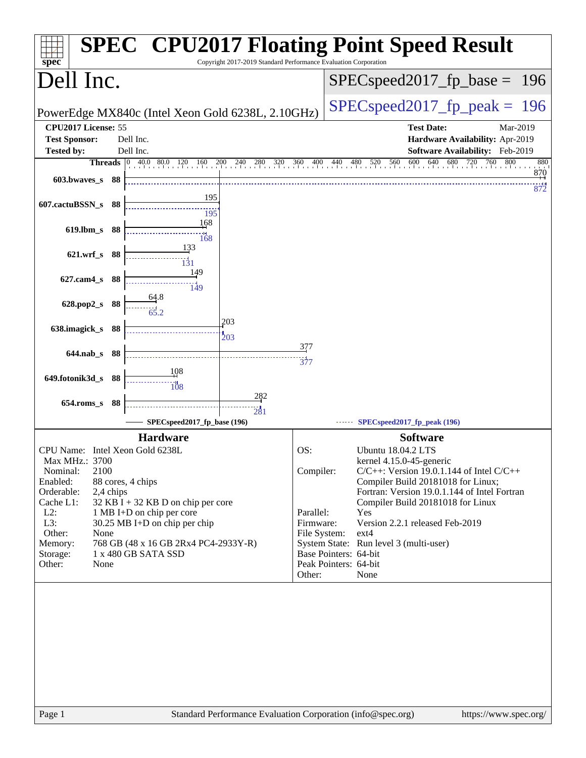# SPEC CPU2017 Floating Point Speed Result

Copyright 2017-2019 Standard Performance Evaluation Corporation

## Dell Inc.

PowerEdge MX840c (Intel Xeon Gold 6238L, 2.10GHz)

SPECspeed2017_fp_base = 196

SPECspeed2017_fp_peak = 196

**CPU2017 License:** 55
**Test Sponsor:** Dell Inc.
**Tested by:** Dell Inc.

**Test Date:** Mar-2019
**Hardware Availability:** Apr-2019
**Software Availability:** Feb-2019

| Benchmark | Threads | Base | Peak |
|---|---|---|---|
| 603.bwaves_s | 88 | 870 | 872 |
| 607.cactuBSSN_s | 88 | 195 | 195 |
| 619.lbm_s | 88 | 168 | 168 |
| 621.wrf_s | 88 | 133 | 131 |
| 627.cam4_s | 88 | 149 | 149 |
| 628.pop2_s | 88 | 64.8 | 65.2 |
| 638.imagick_s | 88 | 203 | 203 |
| 644.nab_s | 88 | 377 | 377 |
| 649.fotonik3d_s | 88 | 108 | 108 |
| 654.roms_s | 88 | 282 | 281 |

SPECspeed2017_fp_base (196) — SPECspeed2017_fp_peak (196)

## Hardware

| | |
|---|---|
| CPU Name: | Intel Xeon Gold 6238L |
| Max MHz.: | 3700 |
| Nominal: | 2100 |
| Enabled: | 88 cores, 4 chips |
| Orderable: | 2,4 chips |
| Cache L1: | 32 KB I + 32 KB D on chip per core |
| L2: | 1 MB I+D on chip per core |
| L3: | 30.25 MB I+D on chip per chip |
| Other: | None |
| Memory: | 768 GB (48 x 16 GB 2Rx4 PC4-2933Y-R) |
| Storage: | 1 x 480 GB SATA SSD |
| Other: | None |

## Software

| | |
|---|---|
| OS: | Ubuntu 18.04.2 LTS<br>kernel 4.15.0-45-generic |
| Compiler: | C/C++: Version 19.0.1.144 of Intel C/C++ Compiler Build 20181018 for Linux;<br>Fortran: Version 19.0.1.144 of Intel Fortran Compiler Build 20181018 for Linux |
| Parallel: | Yes |
| Firmware: | Version 2.2.1 released Feb-2019 |
| File System: | ext4 |
| System State: | Run level 3 (multi-user) |
| Base Pointers: | 64-bit |
| Peak Pointers: | 64-bit |
| Other: | None |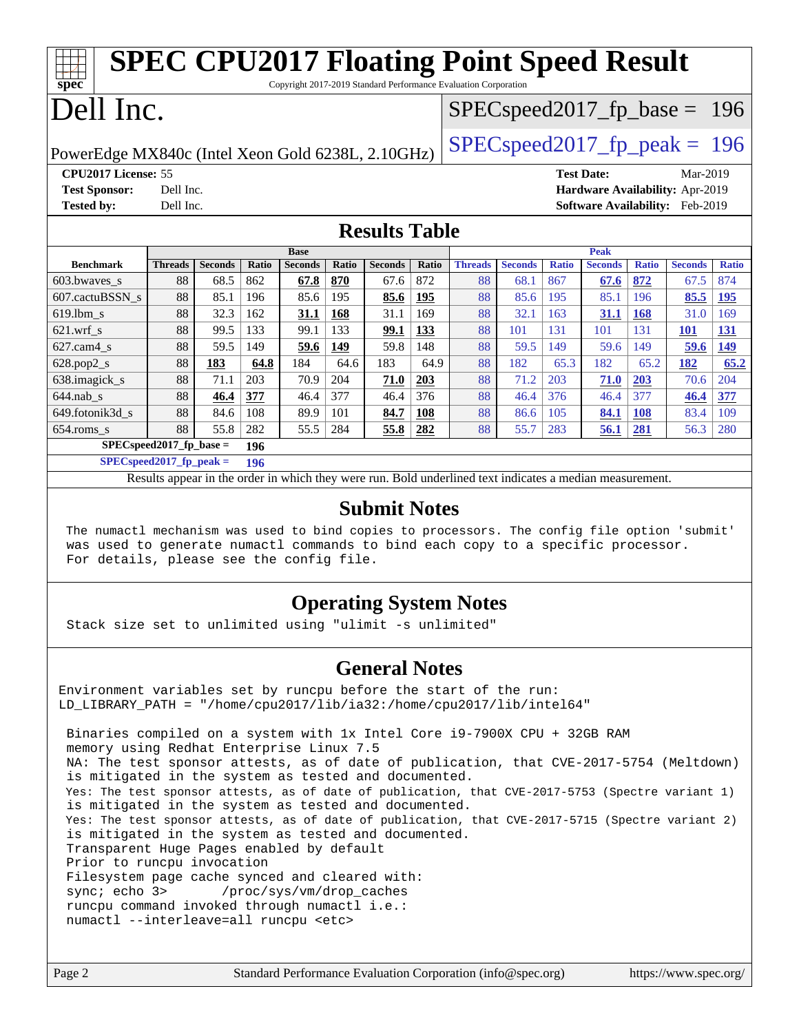# SPEC CPU2017 Floating Point Speed Result

Copyright 2017-2019 Standard Performance Evaluation Corporation

# Dell Inc.

PowerEdge MX840c (Intel Xeon Gold 6238L, 2.10GHz)

SPECspeed2017_fp_base = 196

SPECspeed2017_fp_peak = 196

**CPU2017 License:** 55
**Test Sponsor:** Dell Inc.
**Tested by:** Dell Inc.

**Test Date:** Mar-2019
**Hardware Availability:** Apr-2019
**Software Availability:** Feb-2019

## Results Table

| | Base | | | | | | | | Peak | | | | | | | |
|---|---|---|---|---|---|---|---|---|---|---|---|---|---|---|---|---|
| **Benchmark** | **Threads** | **Seconds** | **Ratio** | **Seconds** | **Ratio** | **Seconds** | **Ratio** | | **Threads** | **Seconds** | **Ratio** | **Seconds** | **Ratio** | **Seconds** | **Ratio** |
| 603.bwaves_s | 88 | 68.5 | 862 | **67.8** | **870** | 67.6 | 872 | | 88 | 68.1 | 867 | **67.6** | **872** | 67.5 | 874 |
| 607.cactuBSSN_s | 88 | 85.1 | 196 | 85.6 | 195 | **85.6** | **195** | | 88 | 85.6 | 195 | 85.1 | 196 | **85.5** | **195** |
| 619.lbm_s | 88 | 32.3 | 162 | **31.1** | **168** | 31.1 | 169 | | 88 | 32.1 | 163 | **31.1** | **168** | 31.0 | 169 |
| 621.wrf_s | 88 | 99.5 | 133 | 99.1 | 133 | **99.1** | **133** | | 88 | 101 | 131 | 101 | 131 | **101** | **131** |
| 627.cam4_s | 88 | 59.5 | 149 | **59.6** | **149** | 59.8 | 148 | | 88 | 59.5 | 149 | 59.6 | 149 | **59.6** | **149** |
| 628.pop2_s | 88 | **183** | **64.8** | 184 | 64.6 | 183 | 64.9 | | 88 | 182 | 65.3 | 182 | 65.2 | **182** | **65.2** |
| 638.imagick_s | 88 | 71.1 | 203 | 70.9 | 204 | **71.0** | **203** | | 88 | 71.2 | 203 | **71.0** | **203** | 70.6 | 204 |
| 644.nab_s | 88 | **46.4** | **377** | 46.4 | 377 | 46.4 | 376 | | 88 | 46.4 | 376 | 46.4 | 377 | **46.4** | **377** |
| 649.fotonik3d_s | 88 | 84.6 | 108 | 89.9 | 101 | **84.7** | **108** | | 88 | 86.6 | 105 | **84.1** | **108** | 83.4 | 109 |
| 654.roms_s | 88 | 55.8 | 282 | 55.5 | 284 | **55.8** | **282** | | 88 | 55.7 | 283 | **56.1** | **281** | 56.3 | 280 |

**SPECspeed2017_fp_base = 196**

**SPECspeed2017_fp_peak = 196**

Results appear in the order in which they were run. Bold underlined text indicates a median measurement.

## Submit Notes

```
The numactl mechanism was used to bind copies to processors. The config file option 'submit'
was used to generate numactl commands to bind each copy to a specific processor.
For details, please see the config file.
```

## Operating System Notes

```
Stack size set to unlimited using "ulimit -s unlimited"
```

## General Notes

```
Environment variables set by runcpu before the start of the run:
LD_LIBRARY_PATH = "/home/cpu2017/lib/ia32:/home/cpu2017/lib/intel64"

 Binaries compiled on a system with 1x Intel Core i9-7900X CPU + 32GB RAM
 memory using Redhat Enterprise Linux 7.5
 NA: The test sponsor attests, as of date of publication, that CVE-2017-5754 (Meltdown)
 is mitigated in the system as tested and documented.
 Yes: The test sponsor attests, as of date of publication, that CVE-2017-5753 (Spectre variant 1)
 is mitigated in the system as tested and documented.
 Yes: The test sponsor attests, as of date of publication, that CVE-2017-5715 (Spectre variant 2)
 is mitigated in the system as tested and documented.
 Transparent Huge Pages enabled by default
 Prior to runcpu invocation
 Filesystem page cache synced and cleared with:
 sync; echo 3>       /proc/sys/vm/drop_caches
 runcpu command invoked through numactl i.e.:
 numactl --interleave=all runcpu <etc>
```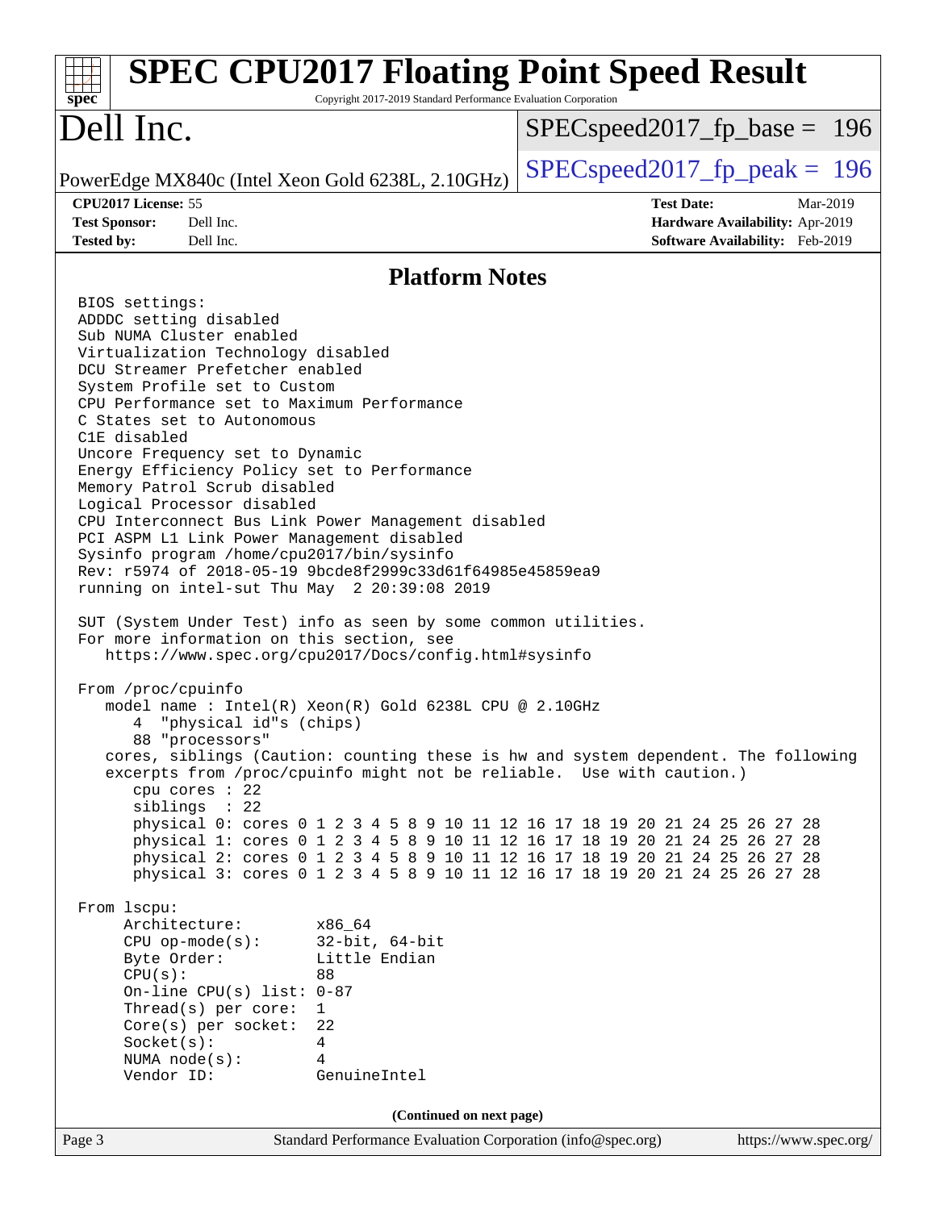# SPEC CPU2017 Floating Point Speed Result

Copyright 2017-2019 Standard Performance Evaluation Corporation

# Dell Inc.

PowerEdge MX840c (Intel Xeon Gold 6238L, 2.10GHz)

SPECspeed2017_fp_base = 196

SPECspeed2017_fp_peak = 196

**CPU2017 License:** 55
**Test Sponsor:** Dell Inc.
**Tested by:** Dell Inc.

**Test Date:** Mar-2019
**Hardware Availability:** Apr-2019
**Software Availability:** Feb-2019

## Platform Notes

```
BIOS settings:
ADDDC setting disabled
Sub NUMA Cluster enabled
Virtualization Technology disabled
DCU Streamer Prefetcher enabled
System Profile set to Custom
CPU Performance set to Maximum Performance
C States set to Autonomous
C1E disabled
Uncore Frequency set to Dynamic
Energy Efficiency Policy set to Performance
Memory Patrol Scrub disabled
Logical Processor disabled
CPU Interconnect Bus Link Power Management disabled
PCI ASPM L1 Link Power Management disabled
Sysinfo program /home/cpu2017/bin/sysinfo
Rev: r5974 of 2018-05-19 9bcde8f2999c33d61f64985e45859ea9
running on intel-sut Thu May  2 20:39:08 2019

SUT (System Under Test) info as seen by some common utilities.
For more information on this section, see
   https://www.spec.org/cpu2017/Docs/config.html#sysinfo

From /proc/cpuinfo
   model name : Intel(R) Xeon(R) Gold 6238L CPU @ 2.10GHz
      4  "physical id"s (chips)
      88 "processors"
   cores, siblings (Caution: counting these is hw and system dependent. The following
   excerpts from /proc/cpuinfo might not be reliable.  Use with caution.)
      cpu cores : 22
      siblings  : 22
      physical 0: cores 0 1 2 3 4 5 8 9 10 11 12 16 17 18 19 20 21 24 25 26 27 28
      physical 1: cores 0 1 2 3 4 5 8 9 10 11 12 16 17 18 19 20 21 24 25 26 27 28
      physical 2: cores 0 1 2 3 4 5 8 9 10 11 12 16 17 18 19 20 21 24 25 26 27 28
      physical 3: cores 0 1 2 3 4 5 8 9 10 11 12 16 17 18 19 20 21 24 25 26 27 28

From lscpu:
     Architecture:        x86_64
     CPU op-mode(s):      32-bit, 64-bit
     Byte Order:          Little Endian
     CPU(s):              88
     On-line CPU(s) list: 0-87
     Thread(s) per core:  1
     Core(s) per socket:  22
     Socket(s):           4
     NUMA node(s):        4
     Vendor ID:           GenuineIntel
```

**(Continued on next page)**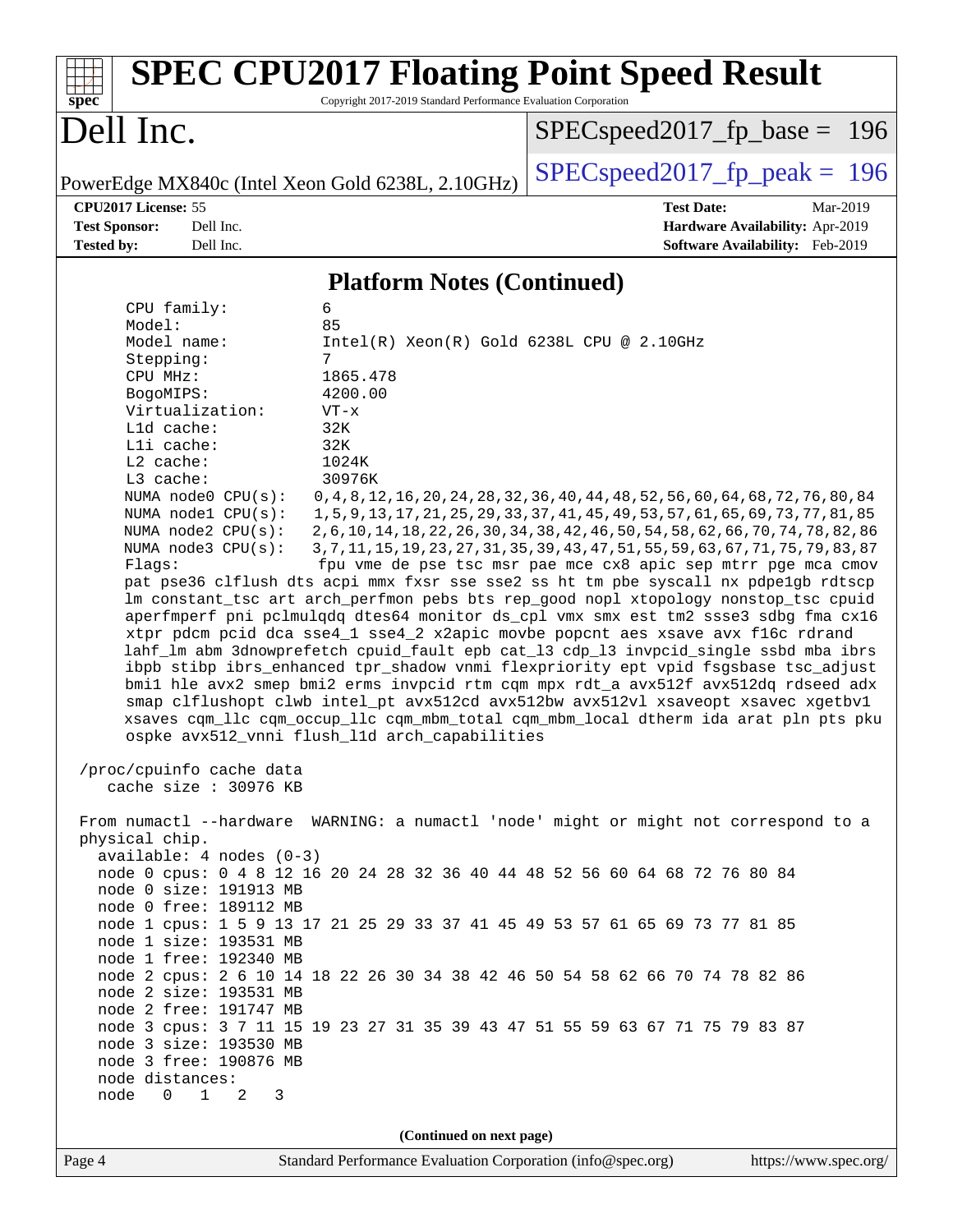# SPEC CPU2017 Floating Point Speed Result

Copyright 2017-2019 Standard Performance Evaluation Corporation

# Dell Inc.

PowerEdge MX840c (Intel Xeon Gold 6238L, 2.10GHz)

SPECspeed2017_fp_base = 196

SPECspeed2017_fp_peak = 196

**CPU2017 License:** 55
**Test Sponsor:** Dell Inc.
**Tested by:** Dell Inc.

**Test Date:** Mar-2019
**Hardware Availability:** Apr-2019
**Software Availability:** Feb-2019

## Platform Notes (Continued)

```
    CPU family:          6
    Model:               85
    Model name:          Intel(R) Xeon(R) Gold 6238L CPU @ 2.10GHz
    Stepping:            7
    CPU MHz:             1865.478
    BogoMIPS:            4200.00
    Virtualization:      VT-x
    L1d cache:           32K
    L1i cache:           32K
    L2 cache:            1024K
    L3 cache:            30976K
    NUMA node0 CPU(s):   0,4,8,12,16,20,24,28,32,36,40,44,48,52,56,60,64,68,72,76,80,84
    NUMA node1 CPU(s):   1,5,9,13,17,21,25,29,33,37,41,45,49,53,57,61,65,69,73,77,81,85
    NUMA node2 CPU(s):   2,6,10,14,18,22,26,30,34,38,42,46,50,54,58,62,66,70,74,78,82,86
    NUMA node3 CPU(s):   3,7,11,15,19,23,27,31,35,39,43,47,51,55,59,63,67,71,75,79,83,87
    Flags:               fpu vme de pse tsc msr pae mce cx8 apic sep mtrr pge mca cmov
    pat pse36 clflush dts acpi mmx fxsr sse sse2 ss ht tm pbe syscall nx pdpe1gb rdtscp
    lm constant_tsc art arch_perfmon pebs bts rep_good nopl xtopology nonstop_tsc cpuid
    aperfmperf pni pclmulqdq dtes64 monitor ds_cpl vmx smx est tm2 ssse3 sdbg fma cx16
    xtpr pdcm pcid dca sse4_1 sse4_2 x2apic movbe popcnt aes xsave avx f16c rdrand
    lahf_lm abm 3dnowprefetch cpuid_fault epb cat_l3 cdp_l3 invpcid_single ssbd mba ibrs
    ibpb stibp ibrs_enhanced tpr_shadow vnmi flexpriority ept vpid fsgsbase tsc_adjust
    bmi1 hle avx2 smep bmi2 erms invpcid rtm cqm mpx rdt_a avx512f avx512dq rdseed adx
    smap clflushopt clwb intel_pt avx512cd avx512bw avx512vl xsaveopt xsavec xgetbv1
    xsaves cqm_llc cqm_occup_llc cqm_mbm_total cqm_mbm_local dtherm ida arat pln pts pku
    ospke avx512_vnni flush_l1d arch_capabilities

 /proc/cpuinfo cache data
    cache size : 30976 KB

 From numactl --hardware  WARNING: a numactl 'node' might or might not correspond to a
 physical chip.
   available: 4 nodes (0-3)
   node 0 cpus: 0 4 8 12 16 20 24 28 32 36 40 44 48 52 56 60 64 68 72 76 80 84
   node 0 size: 191913 MB
   node 0 free: 189112 MB
   node 1 cpus: 1 5 9 13 17 21 25 29 33 37 41 45 49 53 57 61 65 69 73 77 81 85
   node 1 size: 193531 MB
   node 1 free: 192340 MB
   node 2 cpus: 2 6 10 14 18 22 26 30 34 38 42 46 50 54 58 62 66 70 74 78 82 86
   node 2 size: 193531 MB
   node 2 free: 191747 MB
   node 3 cpus: 3 7 11 15 19 23 27 31 35 39 43 47 51 55 59 63 67 71 75 79 83 87
   node 3 size: 193530 MB
   node 3 free: 190876 MB
   node distances:
   node   0   1   2   3
```

(Continued on next page)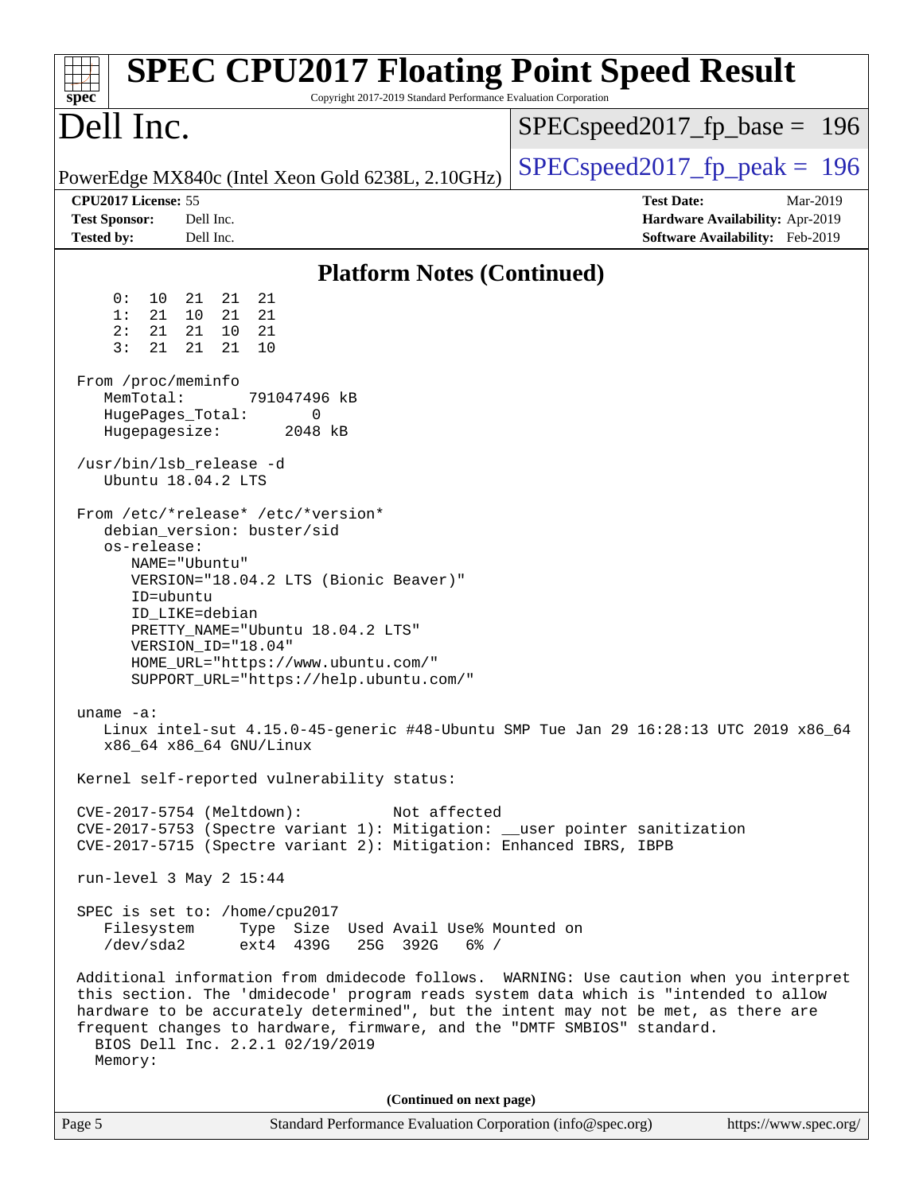## Platform Notes (Continued)

```
     0:  10  21  21  21
     1:  21  10  21  21
     2:  21  21  10  21
     3:  21  21  21  10

 From /proc/meminfo
    MemTotal:       791047496 kB
    HugePages_Total:       0
    Hugepagesize:       2048 kB

 /usr/bin/lsb_release -d
    Ubuntu 18.04.2 LTS

 From /etc/*release* /etc/*version*
    debian_version: buster/sid
    os-release:
       NAME="Ubuntu"
       VERSION="18.04.2 LTS (Bionic Beaver)"
       ID=ubuntu
       ID_LIKE=debian
       PRETTY_NAME="Ubuntu 18.04.2 LTS"
       VERSION_ID="18.04"
       HOME_URL="https://www.ubuntu.com/"
       SUPPORT_URL="https://help.ubuntu.com/"

 uname -a:
    Linux intel-sut 4.15.0-45-generic #48-Ubuntu SMP Tue Jan 29 16:28:13 UTC 2019 x86_64
    x86_64 x86_64 GNU/Linux

 Kernel self-reported vulnerability status:

 CVE-2017-5754 (Meltdown):          Not affected
 CVE-2017-5753 (Spectre variant 1): Mitigation: __user pointer sanitization
 CVE-2017-5715 (Spectre variant 2): Mitigation: Enhanced IBRS, IBPB

 run-level 3 May 2 15:44

 SPEC is set to: /home/cpu2017
    Filesystem     Type  Size  Used Avail Use% Mounted on
    /dev/sda2      ext4  439G   25G  392G   6% /

 Additional information from dmidecode follows.  WARNING: Use caution when you interpret
 this section. The 'dmidecode' program reads system data which is "intended to allow
 hardware to be accurately determined", but the intent may not be met, as there are
 frequent changes to hardware, firmware, and the "DMTF SMBIOS" standard.
   BIOS Dell Inc. 2.2.1 02/19/2019
   Memory:
```

(Continued on next page)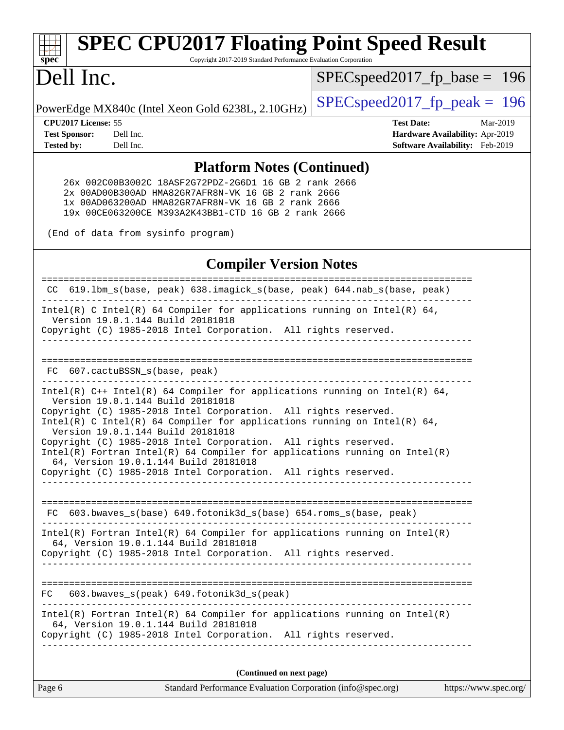## Platform Notes (Continued)

```
    26x 002C00B3002C 18ASF2G72PDZ-2G6D1 16 GB 2 rank 2666
    2x 00AD00B300AD HMA82GR7AFR8N-VK 16 GB 2 rank 2666
    1x 00AD063200AD HMA82GR7AFR8N-VK 16 GB 2 rank 2666
    19x 00CE063200CE M393A2K43BB1-CTD 16 GB 2 rank 2666

(End of data from sysinfo program)
```

## Compiler Version Notes

```
==============================================================================
 CC  619.lbm_s(base, peak) 638.imagick_s(base, peak) 644.nab_s(base, peak)
------------------------------------------------------------------------------
Intel(R) C Intel(R) 64 Compiler for applications running on Intel(R) 64,
  Version 19.0.1.144 Build 20181018
Copyright (C) 1985-2018 Intel Corporation.  All rights reserved.
------------------------------------------------------------------------------

==============================================================================
 FC  607.cactuBSSN_s(base, peak)
------------------------------------------------------------------------------
Intel(R) C++ Intel(R) 64 Compiler for applications running on Intel(R) 64,
  Version 19.0.1.144 Build 20181018
Copyright (C) 1985-2018 Intel Corporation.  All rights reserved.
Intel(R) C Intel(R) 64 Compiler for applications running on Intel(R) 64,
  Version 19.0.1.144 Build 20181018
Copyright (C) 1985-2018 Intel Corporation.  All rights reserved.
Intel(R) Fortran Intel(R) 64 Compiler for applications running on Intel(R)
  64, Version 19.0.1.144 Build 20181018
Copyright (C) 1985-2018 Intel Corporation.  All rights reserved.
------------------------------------------------------------------------------

==============================================================================
 FC  603.bwaves_s(base) 649.fotonik3d_s(base) 654.roms_s(base, peak)
------------------------------------------------------------------------------
Intel(R) Fortran Intel(R) 64 Compiler for applications running on Intel(R)
  64, Version 19.0.1.144 Build 20181018
Copyright (C) 1985-2018 Intel Corporation.  All rights reserved.
------------------------------------------------------------------------------

==============================================================================
FC   603.bwaves_s(peak) 649.fotonik3d_s(peak)
------------------------------------------------------------------------------
Intel(R) Fortran Intel(R) 64 Compiler for applications running on Intel(R)
  64, Version 19.0.1.144 Build 20181018
Copyright (C) 1985-2018 Intel Corporation.  All rights reserved.
------------------------------------------------------------------------------
```

**(Continued on next page)**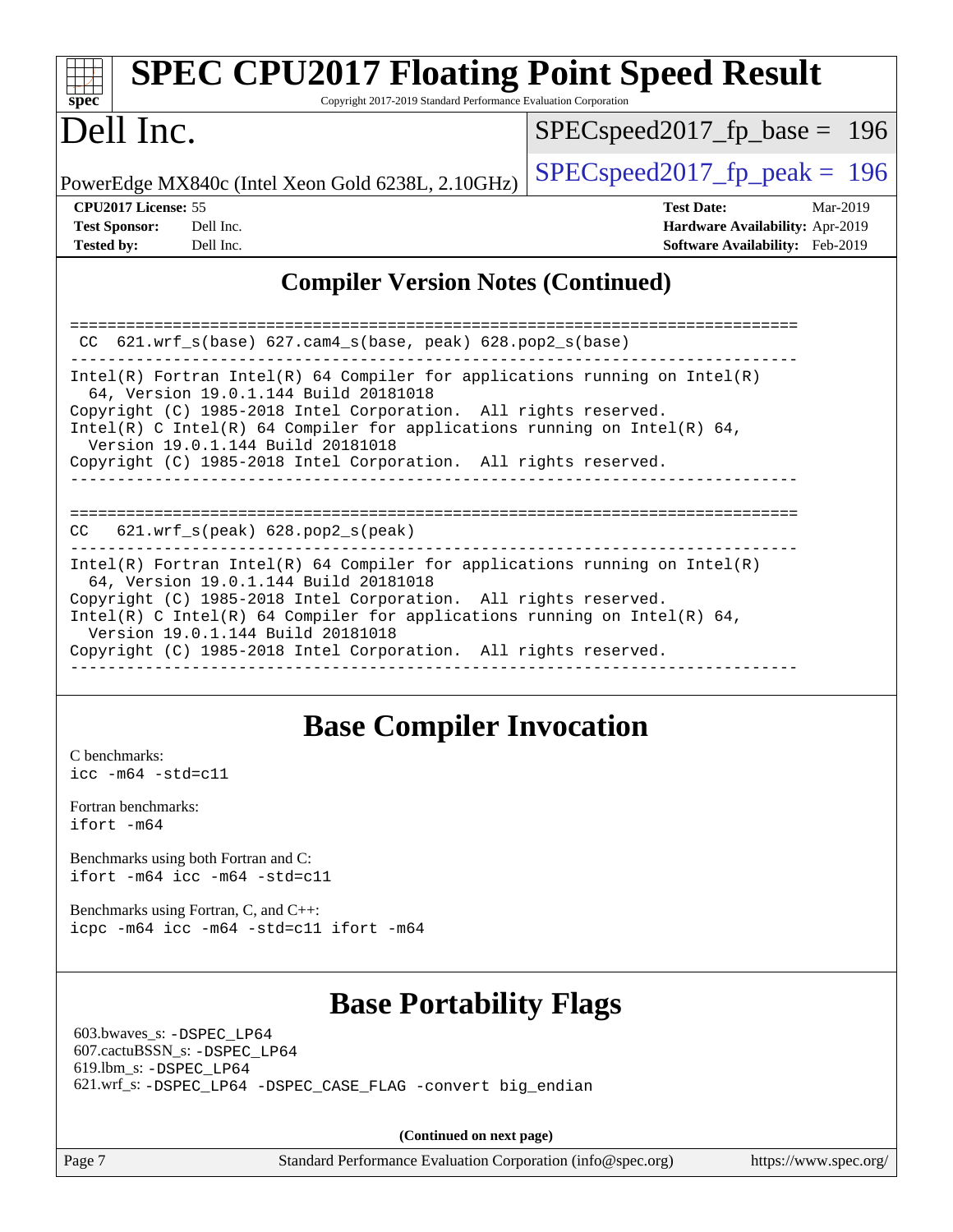## Compiler Version Notes (Continued)

```
==============================================================================
 CC  621.wrf_s(base) 627.cam4_s(base, peak) 628.pop2_s(base)
------------------------------------------------------------------------------
Intel(R) Fortran Intel(R) 64 Compiler for applications running on Intel(R)
  64, Version 19.0.1.144 Build 20181018
Copyright (C) 1985-2018 Intel Corporation.  All rights reserved.
Intel(R) C Intel(R) 64 Compiler for applications running on Intel(R) 64,
  Version 19.0.1.144 Build 20181018
Copyright (C) 1985-2018 Intel Corporation.  All rights reserved.
------------------------------------------------------------------------------

==============================================================================
CC   621.wrf_s(peak) 628.pop2_s(peak)
------------------------------------------------------------------------------
Intel(R) Fortran Intel(R) 64 Compiler for applications running on Intel(R)
  64, Version 19.0.1.144 Build 20181018
Copyright (C) 1985-2018 Intel Corporation.  All rights reserved.
Intel(R) C Intel(R) 64 Compiler for applications running on Intel(R) 64,
  Version 19.0.1.144 Build 20181018
Copyright (C) 1985-2018 Intel Corporation.  All rights reserved.
------------------------------------------------------------------------------
```

## Base Compiler Invocation

C benchmarks:
`icc -m64 -std=c11`

Fortran benchmarks:
`ifort -m64`

Benchmarks using both Fortran and C:
`ifort -m64 icc -m64 -std=c11`

Benchmarks using Fortran, C, and C++:
`icpc -m64 icc -m64 -std=c11 ifort -m64`

## Base Portability Flags

603.bwaves_s: `-DSPEC_LP64`
607.cactuBSSN_s: `-DSPEC_LP64`
619.lbm_s: `-DSPEC_LP64`
621.wrf_s: `-DSPEC_LP64 -DSPEC_CASE_FLAG -convert big_endian`

**(Continued on next page)**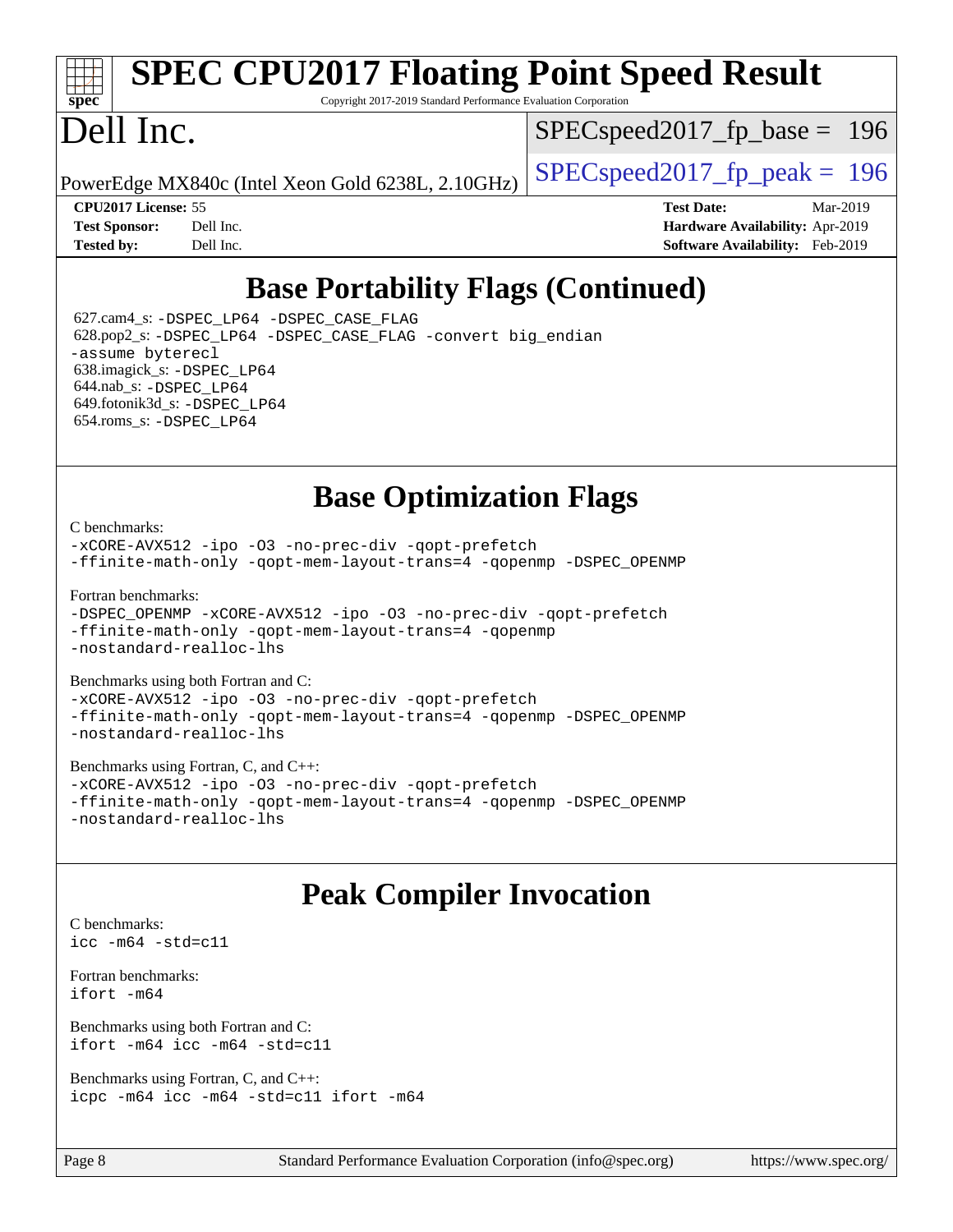## Base Portability Flags (Continued)

627.cam4_s: -DSPEC_LP64 -DSPEC_CASE_FLAG
628.pop2_s: -DSPEC_LP64 -DSPEC_CASE_FLAG -convert big_endian -assume byterecl
638.imagick_s: -DSPEC_LP64
644.nab_s: -DSPEC_LP64
649.fotonik3d_s: -DSPEC_LP64
654.roms_s: -DSPEC_LP64

## Base Optimization Flags

C benchmarks:
-xCORE-AVX512 -ipo -O3 -no-prec-div -qopt-prefetch -ffinite-math-only -qopt-mem-layout-trans=4 -qopenmp -DSPEC_OPENMP

Fortran benchmarks:
-DSPEC_OPENMP -xCORE-AVX512 -ipo -O3 -no-prec-div -qopt-prefetch -ffinite-math-only -qopt-mem-layout-trans=4 -qopenmp -nostandard-realloc-lhs

Benchmarks using both Fortran and C:
-xCORE-AVX512 -ipo -O3 -no-prec-div -qopt-prefetch -ffinite-math-only -qopt-mem-layout-trans=4 -qopenmp -DSPEC_OPENMP -nostandard-realloc-lhs

Benchmarks using Fortran, C, and C++:
-xCORE-AVX512 -ipo -O3 -no-prec-div -qopt-prefetch -ffinite-math-only -qopt-mem-layout-trans=4 -qopenmp -DSPEC_OPENMP -nostandard-realloc-lhs

## Peak Compiler Invocation

C benchmarks:
icc -m64 -std=c11

Fortran benchmarks:
ifort -m64

Benchmarks using both Fortran and C:
ifort -m64 icc -m64 -std=c11

Benchmarks using Fortran, C, and C++:
icpc -m64 icc -m64 -std=c11 ifort -m64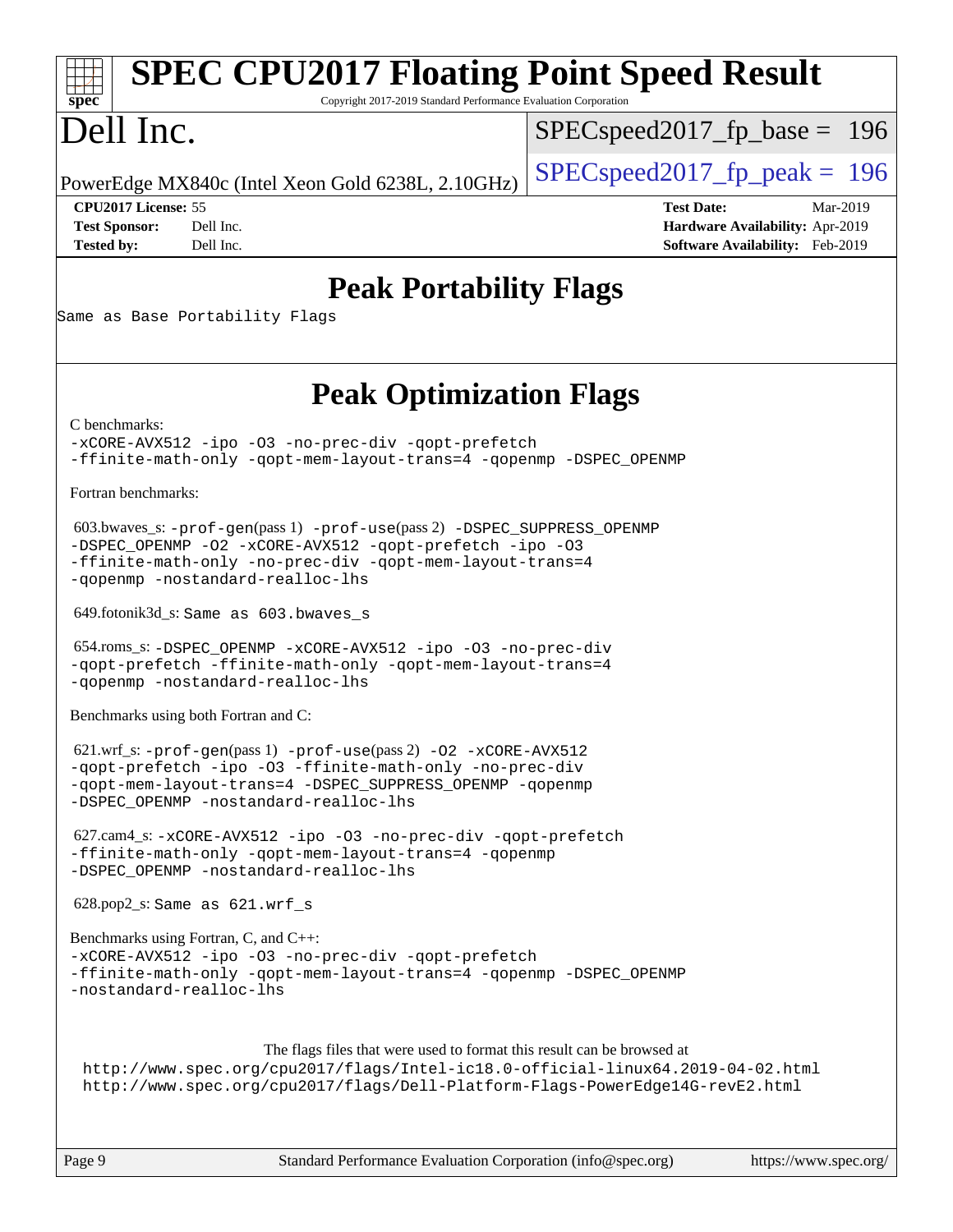# SPEC CPU2017 Floating Point Speed Result

Copyright 2017-2019 Standard Performance Evaluation Corporation

# Dell Inc.

PowerEdge MX840c (Intel Xeon Gold 6238L, 2.10GHz)

SPECspeed2017_fp_base = 196

SPECspeed2017_fp_peak = 196

**CPU2017 License:** 55
**Test Sponsor:** Dell Inc.
**Tested by:** Dell Inc.

**Test Date:** Mar-2019
**Hardware Availability:** Apr-2019
**Software Availability:** Feb-2019

## Peak Portability Flags

Same as Base Portability Flags

## Peak Optimization Flags

C benchmarks:
-xCORE-AVX512 -ipo -O3 -no-prec-div -qopt-prefetch
-ffinite-math-only -qopt-mem-layout-trans=4 -qopenmp -DSPEC_OPENMP

Fortran benchmarks:

603.bwaves_s: -prof-gen(pass 1) -prof-use(pass 2) -DSPEC_SUPPRESS_OPENMP
-DSPEC_OPENMP -O2 -xCORE-AVX512 -qopt-prefetch -ipo -O3
-ffinite-math-only -no-prec-div -qopt-mem-layout-trans=4
-qopenmp -nostandard-realloc-lhs

649.fotonik3d_s: Same as 603.bwaves_s

654.roms_s: -DSPEC_OPENMP -xCORE-AVX512 -ipo -O3 -no-prec-div
-qopt-prefetch -ffinite-math-only -qopt-mem-layout-trans=4
-qopenmp -nostandard-realloc-lhs

Benchmarks using both Fortran and C:

621.wrf_s: -prof-gen(pass 1) -prof-use(pass 2) -O2 -xCORE-AVX512
-qopt-prefetch -ipo -O3 -ffinite-math-only -no-prec-div
-qopt-mem-layout-trans=4 -DSPEC_SUPPRESS_OPENMP -qopenmp
-DSPEC_OPENMP -nostandard-realloc-lhs

627.cam4_s: -xCORE-AVX512 -ipo -O3 -no-prec-div -qopt-prefetch
-ffinite-math-only -qopt-mem-layout-trans=4 -qopenmp
-DSPEC_OPENMP -nostandard-realloc-lhs

628.pop2_s: Same as 621.wrf_s

Benchmarks using Fortran, C, and C++:
-xCORE-AVX512 -ipo -O3 -no-prec-div -qopt-prefetch
-ffinite-math-only -qopt-mem-layout-trans=4 -qopenmp -DSPEC_OPENMP
-nostandard-realloc-lhs

The flags files that were used to format this result can be browsed at
http://www.spec.org/cpu2017/flags/Intel-ic18.0-official-linux64.2019-04-02.html
http://www.spec.org/cpu2017/flags/Dell-Platform-Flags-PowerEdge14G-revE2.html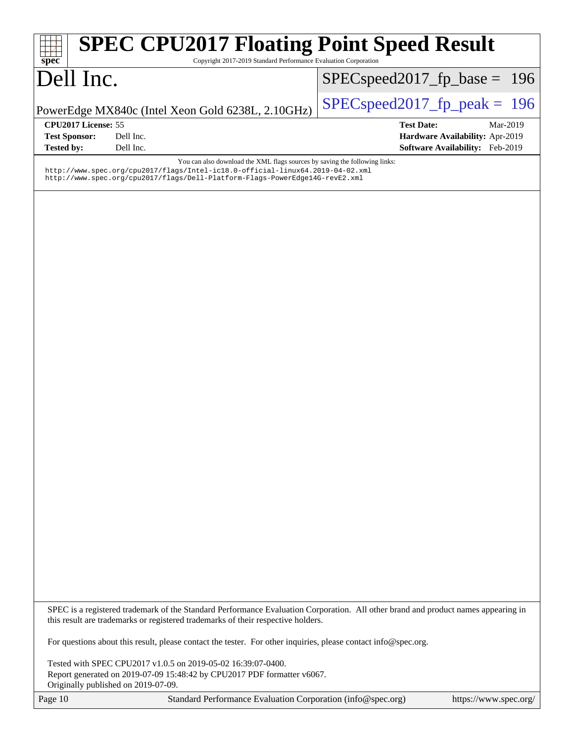# SPEC CPU2017 Floating Point Speed Result

Copyright 2017-2019 Standard Performance Evaluation Corporation

# Dell Inc.

PowerEdge MX840c (Intel Xeon Gold 6238L, 2.10GHz)

SPECspeed2017_fp_base = 196

SPECspeed2017_fp_peak = 196

**CPU2017 License:** 55
**Test Sponsor:** Dell Inc.
**Tested by:** Dell Inc.

**Test Date:** Mar-2019
**Hardware Availability:** Apr-2019
**Software Availability:** Feb-2019

You can also download the XML flags sources by saving the following links:

```
http://www.spec.org/cpu2017/flags/Intel-ic18.0-official-linux64.2019-04-02.xml
http://www.spec.org/cpu2017/flags/Dell-Platform-Flags-PowerEdge14G-revE2.xml
```

SPEC is a registered trademark of the Standard Performance Evaluation Corporation. All other brand and product names appearing in this result are trademarks or registered trademarks of their respective holders.

For questions about this result, please contact the tester. For other inquiries, please contact info@spec.org.

Tested with SPEC CPU2017 v1.0.5 on 2019-05-02 16:39:07-0400.
Report generated on 2019-07-09 15:48:42 by CPU2017 PDF formatter v6067.
Originally published on 2019-07-09.